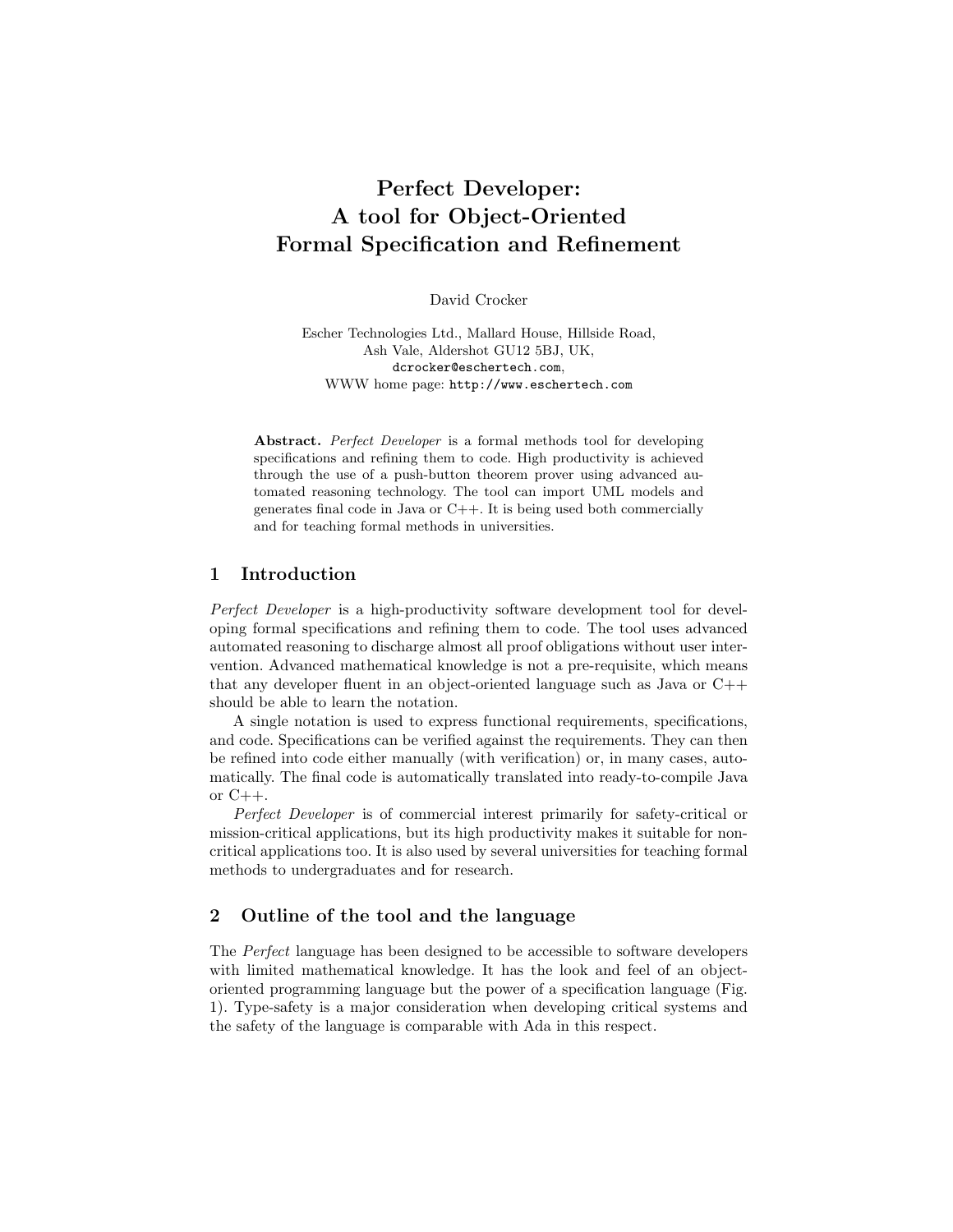# Perfect Developer: A tool for Object-Oriented Formal Specification and Refinement

David Crocker

Escher Technologies Ltd., Mallard House, Hillside Road, Ash Vale, Aldershot GU12 5BJ, UK,
dcrocker@eschertech.com,
WWW home page: http://www.eschertech.com

**Abstract.** *Perfect Developer* is a formal methods tool for developing specifications and refining them to code. High productivity is achieved through the use of a push-button theorem prover using advanced automated reasoning technology. The tool can import UML models and generates final code in Java or C++. It is being used both commercially and for teaching formal methods in universities.

## 1 Introduction

*Perfect Developer* is a high-productivity software development tool for developing formal specifications and refining them to code. The tool uses advanced automated reasoning to discharge almost all proof obligations without user intervention. Advanced mathematical knowledge is not a pre-requisite, which means that any developer fluent in an object-oriented language such as Java or C++ should be able to learn the notation.

A single notation is used to express functional requirements, specifications, and code. Specifications can be verified against the requirements. They can then be refined into code either manually (with verification) or, in many cases, automatically. The final code is automatically translated into ready-to-compile Java or C++.

*Perfect Developer* is of commercial interest primarily for safety-critical or mission-critical applications, but its high productivity makes it suitable for non-critical applications too. It is also used by several universities for teaching formal methods to undergraduates and for research.

## 2 Outline of the tool and the language

The *Perfect* language has been designed to be accessible to software developers with limited mathematical knowledge. It has the look and feel of an object-oriented programming language but the power of a specification language (Fig. 1). Type-safety is a major consideration when developing critical systems and the safety of the language is comparable with Ada in this respect.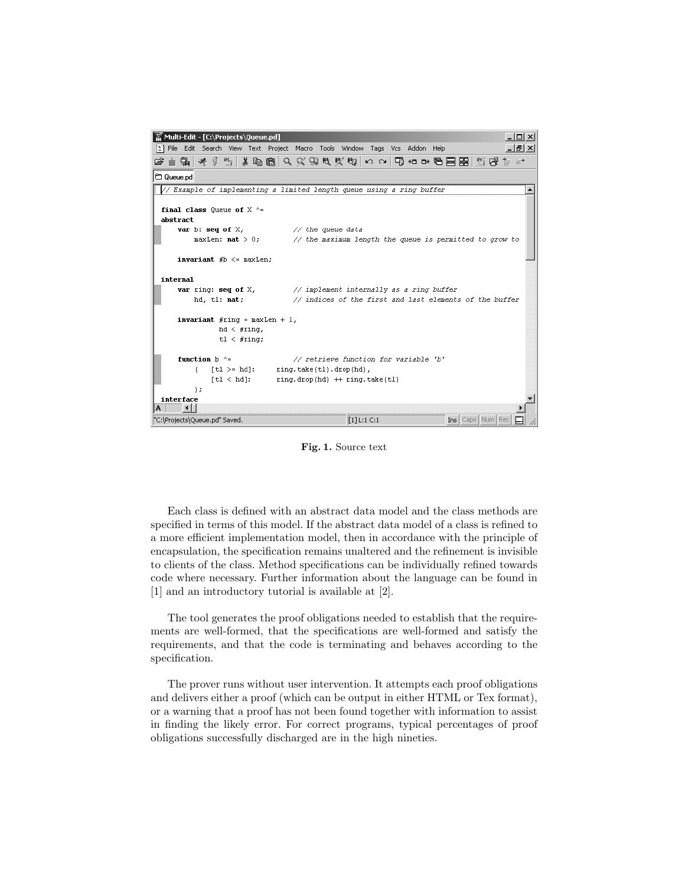```
// Example of implementing a limited length queue using a ring buffer

final class Queue of X ^=
abstract
    var b: seq of X,            // the queue data
        maxLen: nat > 0;        // the maximum length the queue is permitted to grow to

    invariant #b <= maxLen;

internal
    var ring: seq of X,         // implement internally as a ring buffer
        hd, tl: nat;            // indices of the first and last elements of the buffer

    invariant #ring = maxLen + 1,
              hd < #ring,
              tl < #ring;

    function b ^=               // retrieve function for variable 'b'
        (   [tl >= hd]:     ring.take(tl).drop(hd),
            [tl < hd]:      ring.drop(hd) ++ ring.take(tl)
        );
interface
```

**Fig. 1.** Source text

Each class is defined with an abstract data model and the class methods are specified in terms of this model. If the abstract data model of a class is refined to a more efficient implementation model, then in accordance with the principle of encapsulation, the specification remains unaltered and the refinement is invisible to clients of the class. Method specifications can be individually refined towards code where necessary. Further information about the language can be found in [1] and an introductory tutorial is available at [2].

The tool generates the proof obligations needed to establish that the requirements are well-formed, that the specifications are well-formed and satisfy the requirements, and that the code is terminating and behaves according to the specification.

The prover runs without user intervention. It attempts each proof obligations and delivers either a proof (which can be output in either HTML or Tex format), or a warning that a proof has not been found together with information to assist in finding the likely error. For correct programs, typical percentages of proof obligations successfully discharged are in the high nineties.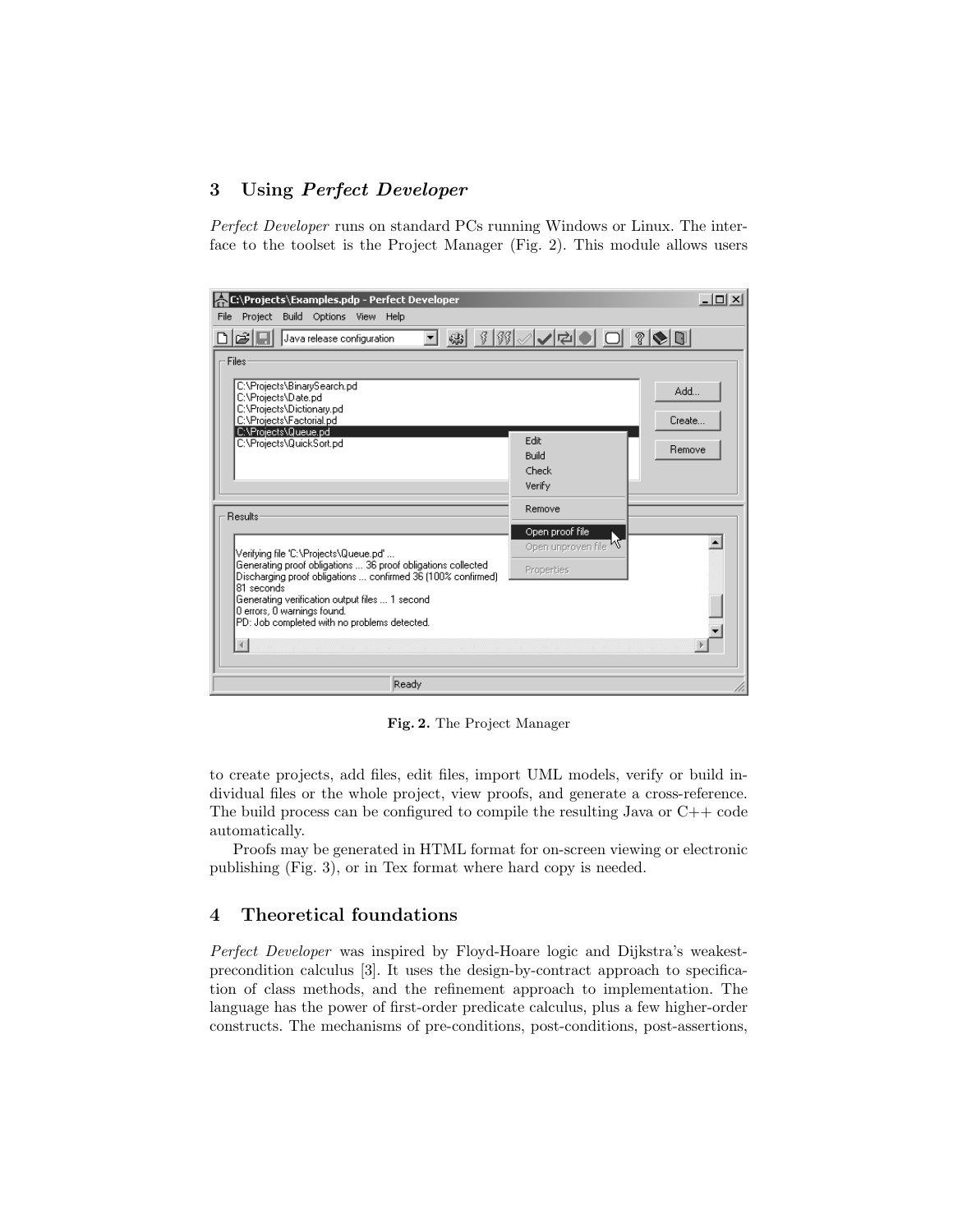## 3 Using *Perfect Developer*

*Perfect Developer* runs on standard PCs running Windows or Linux. The interface to the toolset is the Project Manager (Fig. 2). This module allows users

**Fig. 2.** The Project Manager

to create projects, add files, edit files, import UML models, verify or build individual files or the whole project, view proofs, and generate a cross-reference. The build process can be configured to compile the resulting Java or C++ code automatically.

Proofs may be generated in HTML format for on-screen viewing or electronic publishing (Fig. 3), or in Tex format where hard copy is needed.

## 4 Theoretical foundations

*Perfect Developer* was inspired by Floyd-Hoare logic and Dijkstra's weakest-precondition calculus [3]. It uses the design-by-contract approach to specification of class methods, and the refinement approach to implementation. The language has the power of first-order predicate calculus, plus a few higher-order constructs. The mechanisms of pre-conditions, post-conditions, post-assertions,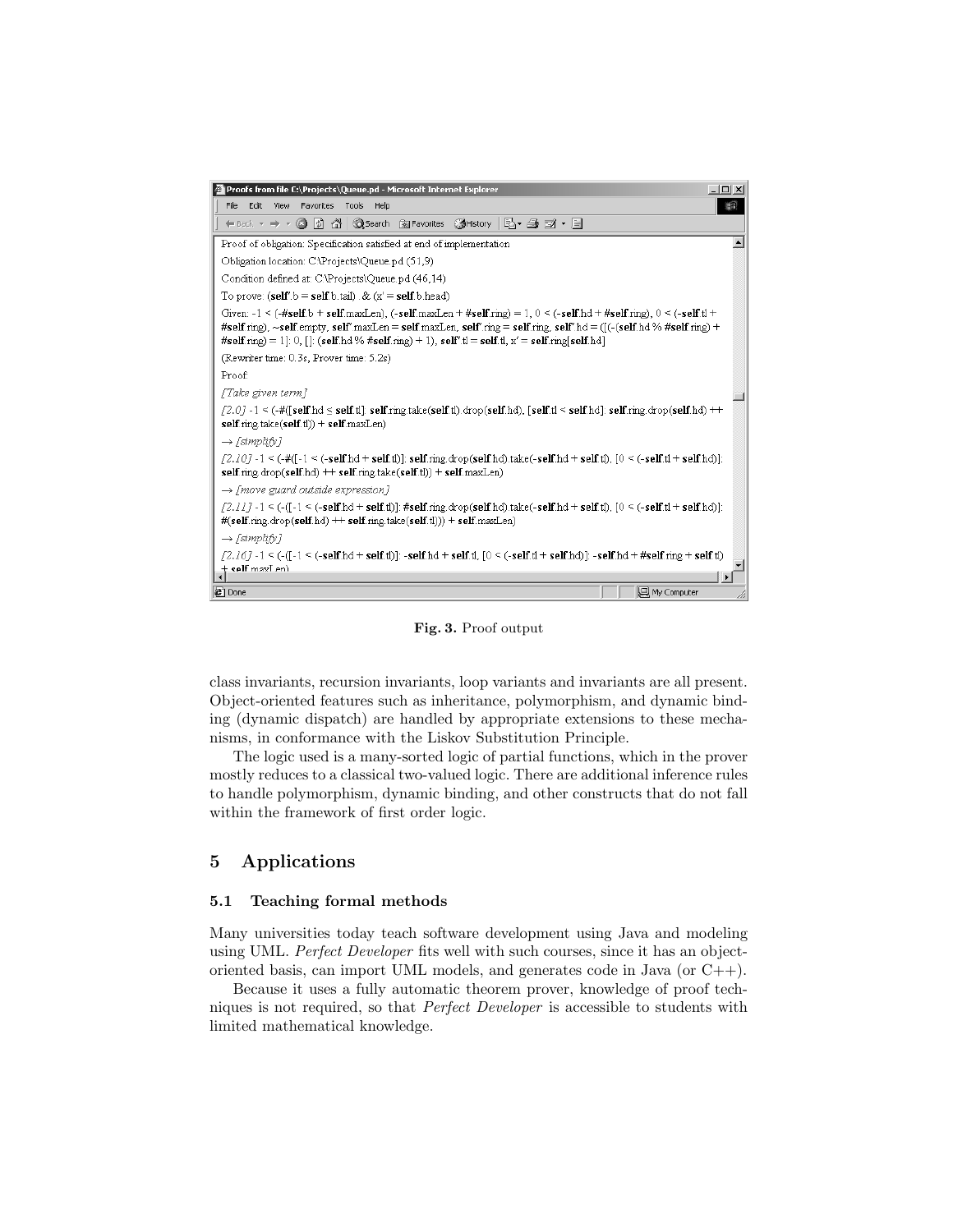Fig. 3. Proof output

class invariants, recursion invariants, loop variants and invariants are all present. Object-oriented features such as inheritance, polymorphism, and dynamic binding (dynamic dispatch) are handled by appropriate extensions to these mechanisms, in conformance with the Liskov Substitution Principle.

The logic used is a many-sorted logic of partial functions, which in the prover mostly reduces to a classical two-valued logic. There are additional inference rules to handle polymorphism, dynamic binding, and other constructs that do not fall within the framework of first order logic.

## 5 Applications

### 5.1 Teaching formal methods

Many universities today teach software development using Java and modeling using UML. *Perfect Developer* fits well with such courses, since it has an object-oriented basis, can import UML models, and generates code in Java (or C++).

Because it uses a fully automatic theorem prover, knowledge of proof techniques is not required, so that *Perfect Developer* is accessible to students with limited mathematical knowledge.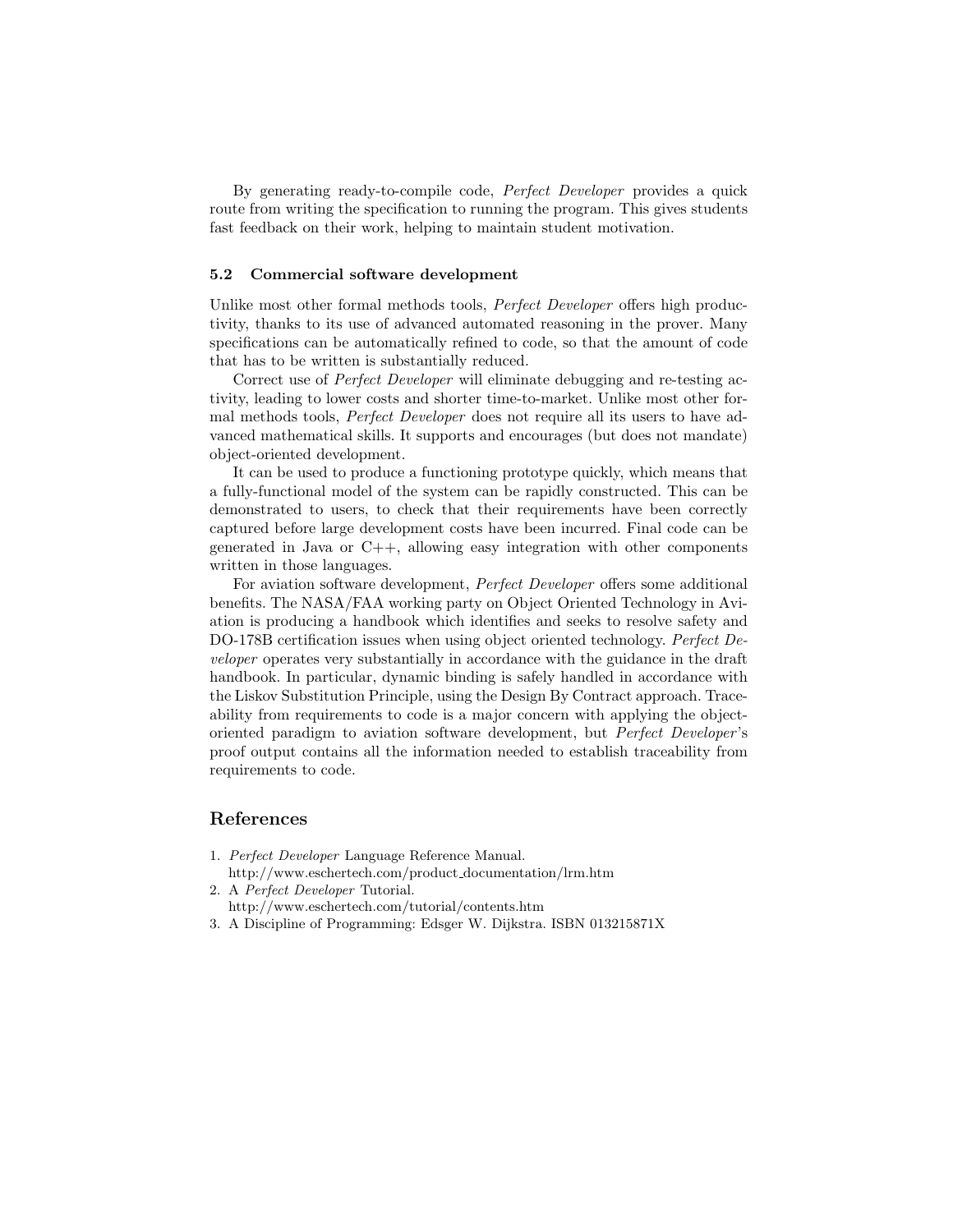By generating ready-to-compile code, *Perfect Developer* provides a quick route from writing the specification to running the program. This gives students fast feedback on their work, helping to maintain student motivation.

### 5.2 Commercial software development

Unlike most other formal methods tools, *Perfect Developer* offers high productivity, thanks to its use of advanced automated reasoning in the prover. Many specifications can be automatically refined to code, so that the amount of code that has to be written is substantially reduced.

Correct use of *Perfect Developer* will eliminate debugging and re-testing activity, leading to lower costs and shorter time-to-market. Unlike most other formal methods tools, *Perfect Developer* does not require all its users to have advanced mathematical skills. It supports and encourages (but does not mandate) object-oriented development.

It can be used to produce a functioning prototype quickly, which means that a fully-functional model of the system can be rapidly constructed. This can be demonstrated to users, to check that their requirements have been correctly captured before large development costs have been incurred. Final code can be generated in Java or C++, allowing easy integration with other components written in those languages.

For aviation software development, *Perfect Developer* offers some additional benefits. The NASA/FAA working party on Object Oriented Technology in Aviation is producing a handbook which identifies and seeks to resolve safety and DO-178B certification issues when using object oriented technology. *Perfect Developer* operates very substantially in accordance with the guidance in the draft handbook. In particular, dynamic binding is safely handled in accordance with the Liskov Substitution Principle, using the Design By Contract approach. Traceability from requirements to code is a major concern with applying the object-oriented paradigm to aviation software development, but *Perfect Developer*'s proof output contains all the information needed to establish traceability from requirements to code.

## References

1. *Perfect Developer* Language Reference Manual. http://www.eschertech.com/product_documentation/lrm.htm
2. A *Perfect Developer* Tutorial. http://www.eschertech.com/tutorial/contents.htm
3. A Discipline of Programming: Edsger W. Dijkstra. ISBN 013215871X